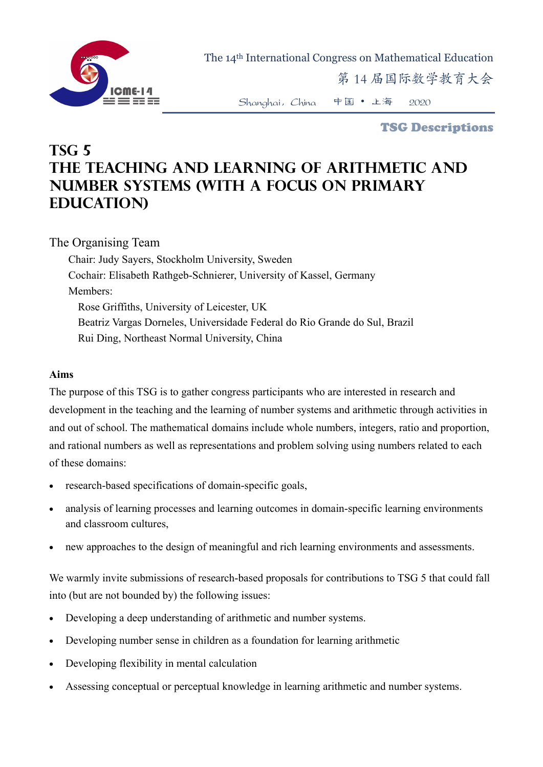The 14th International Congress on Mathematical Education

第 14 届国际数学教育大会

Shanghai, China 中国 • 上海 2020

**TSG Descriptions**

# TSG 5
# THE TEACHING AND LEARNING OF ARITHMETIC AND NUMBER SYSTEMS (WITH A FOCUS ON PRIMARY EDUCATION)

## The Organising Team

Chair: Judy Sayers, Stockholm University, Sweden

Cochair: Elisabeth Rathgeb-Schnierer, University of Kassel, Germany

Members:

Rose Griffiths, University of Leicester, UK

Beatriz Vargas Dorneles, Universidade Federal do Rio Grande do Sul, Brazil

Rui Ding, Northeast Normal University, China

**Aims**

The purpose of this TSG is to gather congress participants who are interested in research and development in the teaching and the learning of number systems and arithmetic through activities in and out of school. The mathematical domains include whole numbers, integers, ratio and proportion, and rational numbers as well as representations and problem solving using numbers related to each of these domains:

- research-based specifications of domain-specific goals,
- analysis of learning processes and learning outcomes in domain-specific learning environments and classroom cultures,
- new approaches to the design of meaningful and rich learning environments and assessments.

We warmly invite submissions of research-based proposals for contributions to TSG 5 that could fall into (but are not bounded by) the following issues:

- Developing a deep understanding of arithmetic and number systems.
- Developing number sense in children as a foundation for learning arithmetic
- Developing flexibility in mental calculation
- Assessing conceptual or perceptual knowledge in learning arithmetic and number systems.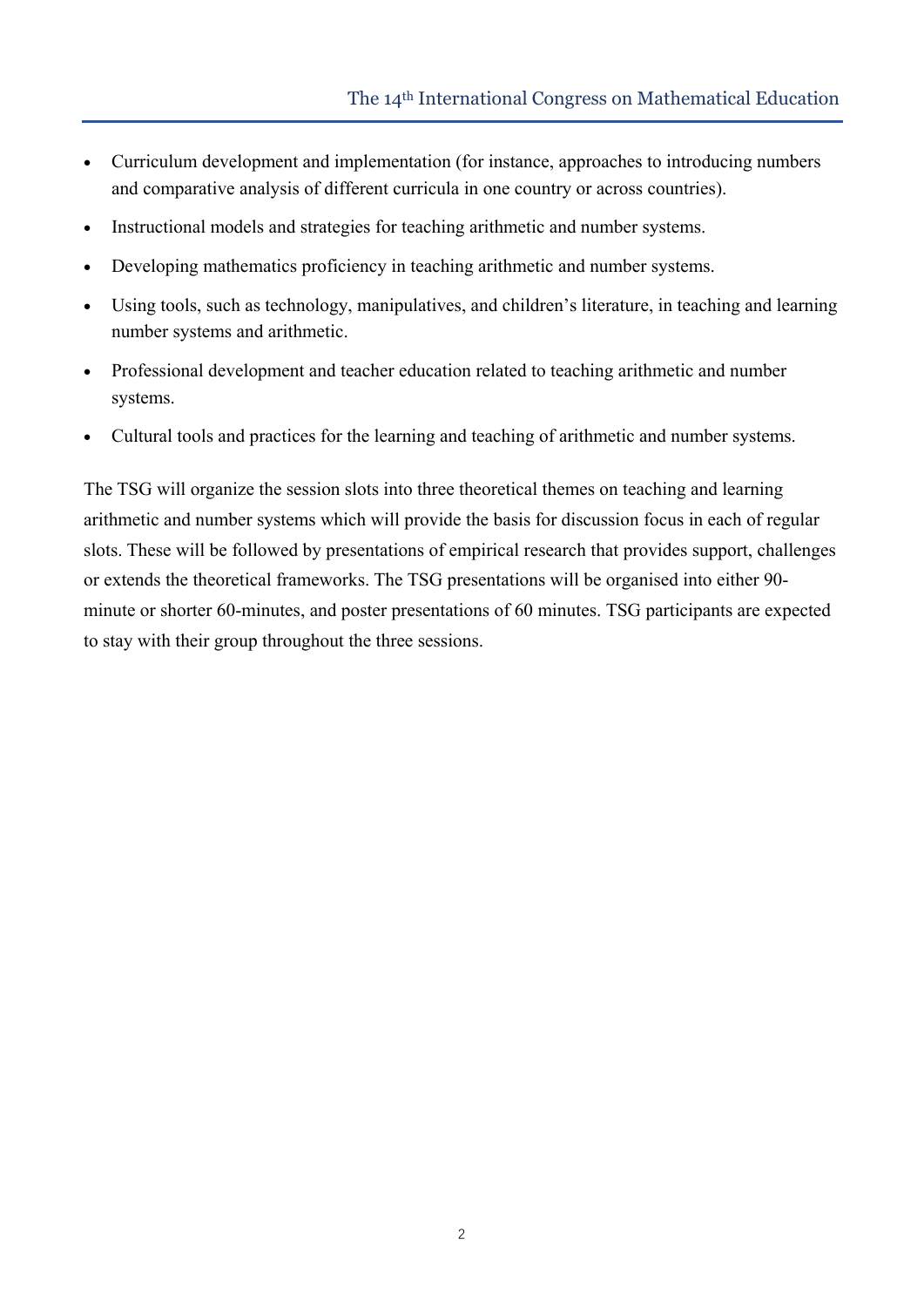- Curriculum development and implementation (for instance, approaches to introducing numbers and comparative analysis of different curricula in one country or across countries).
- Instructional models and strategies for teaching arithmetic and number systems.
- Developing mathematics proficiency in teaching arithmetic and number systems.
- Using tools, such as technology, manipulatives, and children's literature, in teaching and learning number systems and arithmetic.
- Professional development and teacher education related to teaching arithmetic and number systems.
- Cultural tools and practices for the learning and teaching of arithmetic and number systems.

The TSG will organize the session slots into three theoretical themes on teaching and learning arithmetic and number systems which will provide the basis for discussion focus in each of regular slots. These will be followed by presentations of empirical research that provides support, challenges or extends the theoretical frameworks. The TSG presentations will be organised into either 90-minute or shorter 60-minutes, and poster presentations of 60 minutes. TSG participants are expected to stay with their group throughout the three sessions.